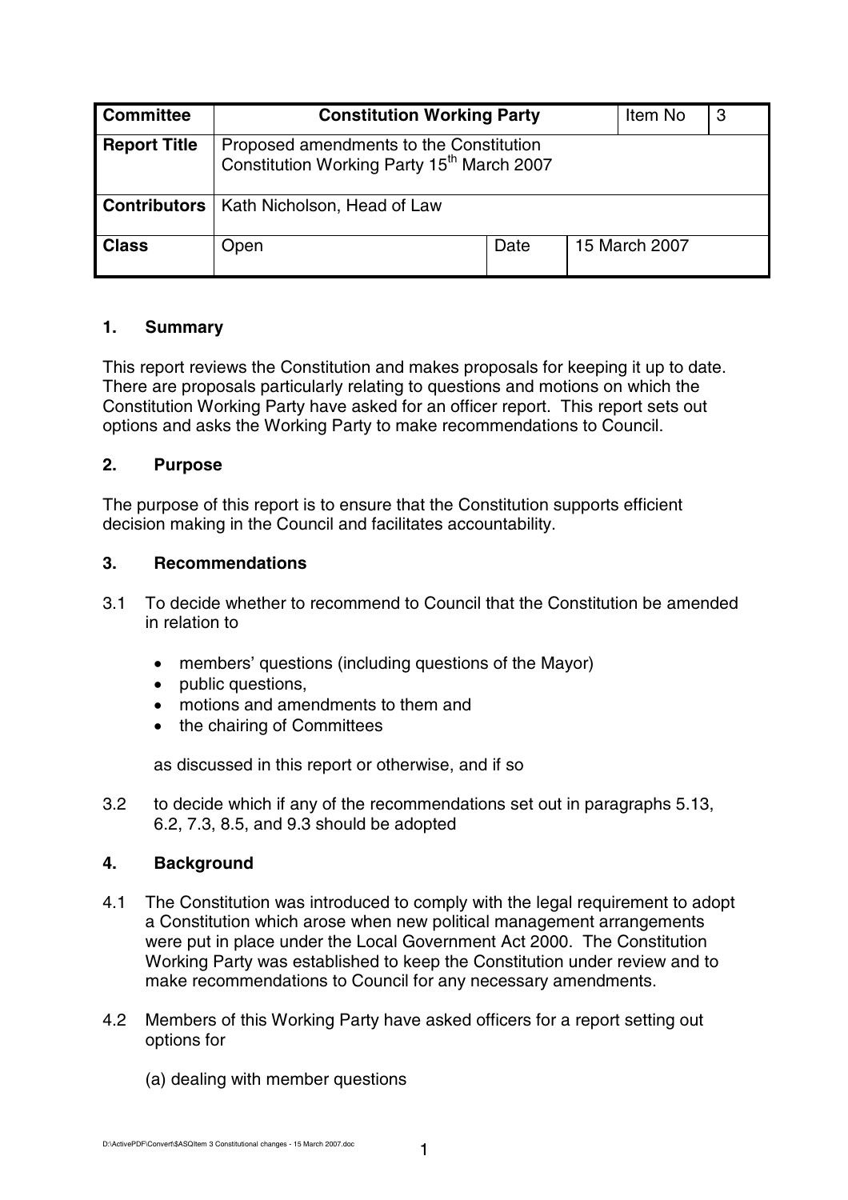| Committee | Constitution Working Party | | Item No | 3 |
| --- | --- | --- | --- | --- |
| Report Title | Proposed amendments to the Constitution<br>Constitution Working Party 15th March 2007 | | | |
| Contributors | Kath Nicholson, Head of Law | | | |
| Class | Open | Date | 15 March 2007 | |

## 1. Summary

This report reviews the Constitution and makes proposals for keeping it up to date. There are proposals particularly relating to questions and motions on which the Constitution Working Party have asked for an officer report. This report sets out options and asks the Working Party to make recommendations to Council.

## 2. Purpose

The purpose of this report is to ensure that the Constitution supports efficient decision making in the Council and facilitates accountability.

## 3. Recommendations

3.1 To decide whether to recommend to Council that the Constitution be amended in relation to

- members' questions (including questions of the Mayor)
- public questions,
- motions and amendments to them and
- the chairing of Committees

as discussed in this report or otherwise, and if so

3.2 to decide which if any of the recommendations set out in paragraphs 5.13, 6.2, 7.3, 8.5, and 9.3 should be adopted

## 4. Background

4.1 The Constitution was introduced to comply with the legal requirement to adopt a Constitution which arose when new political management arrangements were put in place under the Local Government Act 2000. The Constitution Working Party was established to keep the Constitution under review and to make recommendations to Council for any necessary amendments.

4.2 Members of this Working Party have asked officers for a report setting out options for

(a) dealing with member questions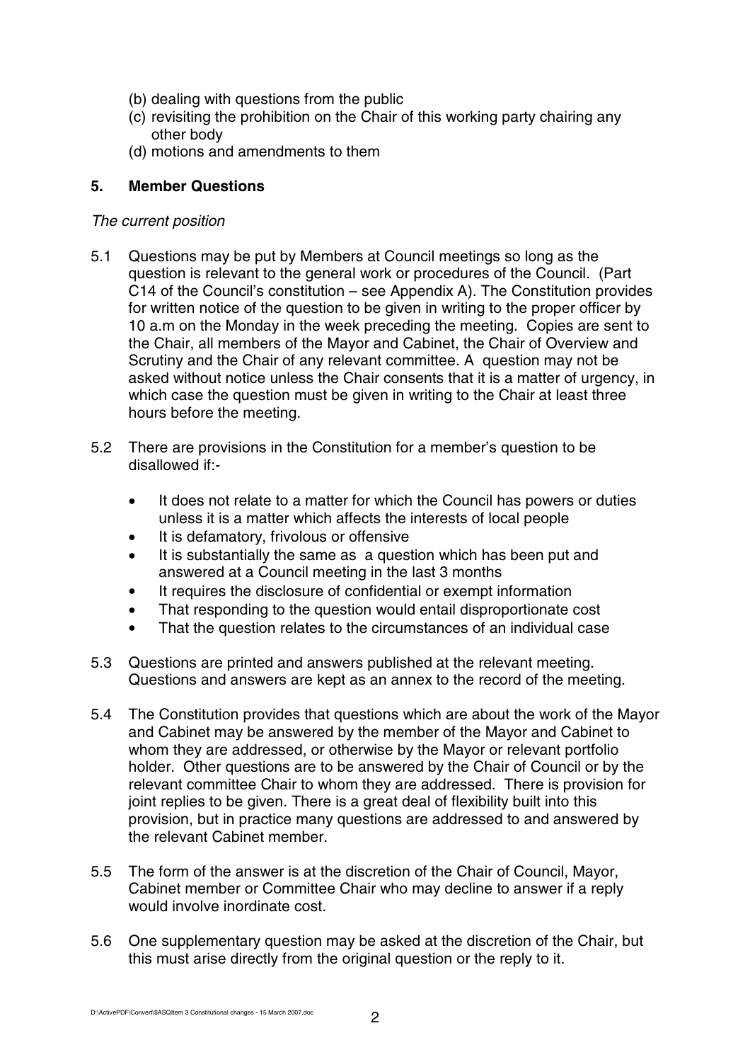(b) dealing with questions from the public
(c) revisiting the prohibition on the Chair of this working party chairing any other body
(d) motions and amendments to them

## 5. Member Questions

*The current position*

5.1 Questions may be put by Members at Council meetings so long as the question is relevant to the general work or procedures of the Council. (Part C14 of the Council's constitution – see Appendix A). The Constitution provides for written notice of the question to be given in writing to the proper officer by 10 a.m on the Monday in the week preceding the meeting. Copies are sent to the Chair, all members of the Mayor and Cabinet, the Chair of Overview and Scrutiny and the Chair of any relevant committee. A question may not be asked without notice unless the Chair consents that it is a matter of urgency, in which case the question must be given in writing to the Chair at least three hours before the meeting.

5.2 There are provisions in the Constitution for a member's question to be disallowed if:-

- It does not relate to a matter for which the Council has powers or duties unless it is a matter which affects the interests of local people
- It is defamatory, frivolous or offensive
- It is substantially the same as a question which has been put and answered at a Council meeting in the last 3 months
- It requires the disclosure of confidential or exempt information
- That responding to the question would entail disproportionate cost
- That the question relates to the circumstances of an individual case

5.3 Questions are printed and answers published at the relevant meeting. Questions and answers are kept as an annex to the record of the meeting.

5.4 The Constitution provides that questions which are about the work of the Mayor and Cabinet may be answered by the member of the Mayor and Cabinet to whom they are addressed, or otherwise by the Mayor or relevant portfolio holder. Other questions are to be answered by the Chair of Council or by the relevant committee Chair to whom they are addressed. There is provision for joint replies to be given. There is a great deal of flexibility built into this provision, but in practice many questions are addressed to and answered by the relevant Cabinet member.

5.5 The form of the answer is at the discretion of the Chair of Council, Mayor, Cabinet member or Committee Chair who may decline to answer if a reply would involve inordinate cost.

5.6 One supplementary question may be asked at the discretion of the Chair, but this must arise directly from the original question or the reply to it.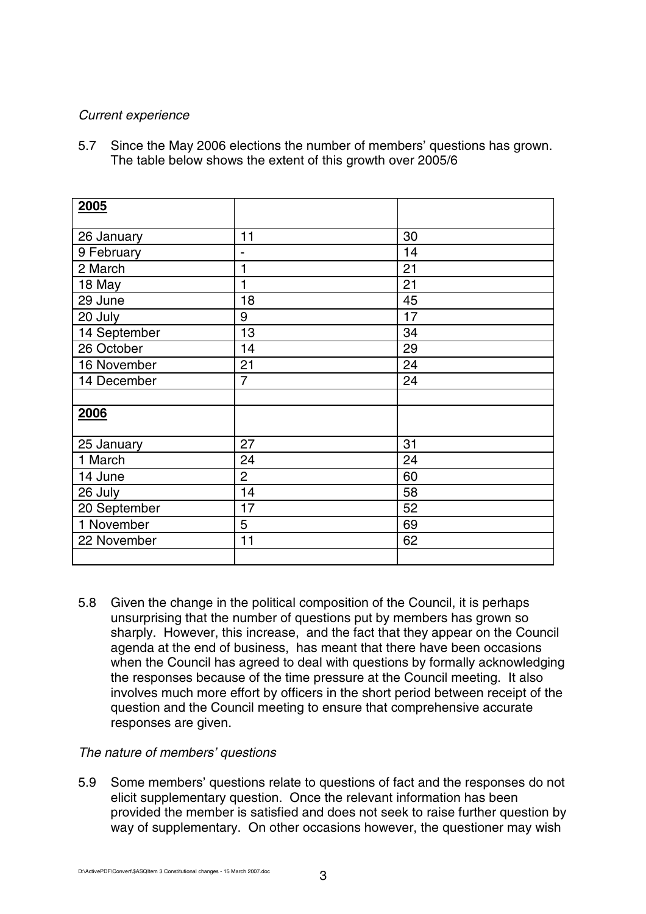*Current experience*

5.7 Since the May 2006 elections the number of members' questions has grown. The table below shows the extent of this growth over 2005/6

| **2005** | | |
|---|---|---|
| 26 January | 11 | 30 |
| 9 February | - | 14 |
| 2 March | 1 | 21 |
| 18 May | 1 | 21 |
| 29 June | 18 | 45 |
| 20 July | 9 | 17 |
| 14 September | 13 | 34 |
| 26 October | 14 | 29 |
| 16 November | 21 | 24 |
| 14 December | 7 | 24 |
| | | |
| **2006** | | |
| 25 January | 27 | 31 |
| 1 March | 24 | 24 |
| 14 June | 2 | 60 |
| 26 July | 14 | 58 |
| 20 September | 17 | 52 |
| 1 November | 5 | 69 |
| 22 November | 11 | 62 |
| | | |

5.8 Given the change in the political composition of the Council, it is perhaps unsurprising that the number of questions put by members has grown so sharply. However, this increase, and the fact that they appear on the Council agenda at the end of business, has meant that there have been occasions when the Council has agreed to deal with questions by formally acknowledging the responses because of the time pressure at the Council meeting. It also involves much more effort by officers in the short period between receipt of the question and the Council meeting to ensure that comprehensive accurate responses are given.

*The nature of members' questions*

5.9 Some members' questions relate to questions of fact and the responses do not elicit supplementary question. Once the relevant information has been provided the member is satisfied and does not seek to raise further question by way of supplementary. On other occasions however, the questioner may wish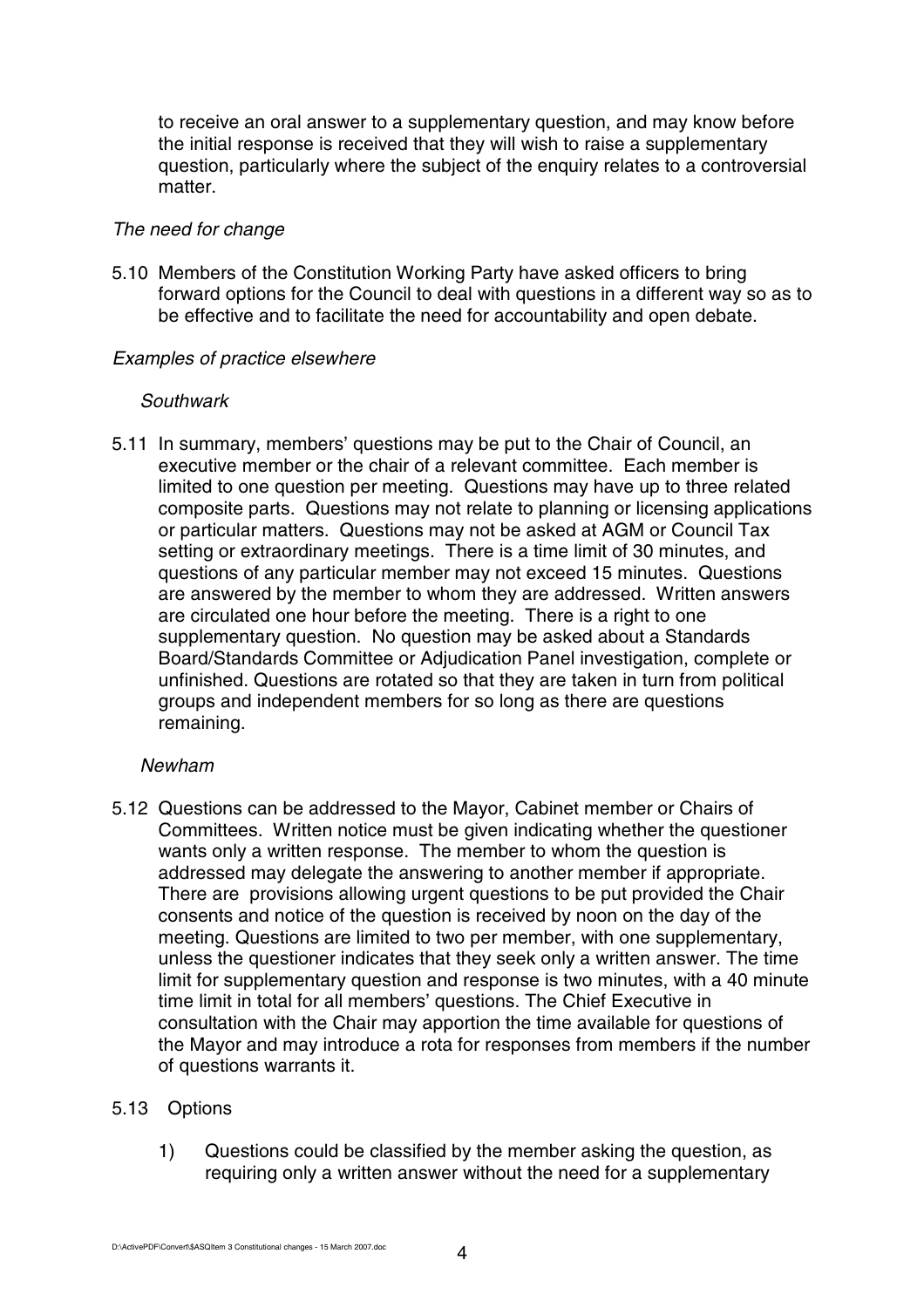to receive an oral answer to a supplementary question, and may know before the initial response is received that they will wish to raise a supplementary question, particularly where the subject of the enquiry relates to a controversial matter.

*The need for change*

5.10 Members of the Constitution Working Party have asked officers to bring forward options for the Council to deal with questions in a different way so as to be effective and to facilitate the need for accountability and open debate.

*Examples of practice elsewhere*

*Southwark*

5.11 In summary, members' questions may be put to the Chair of Council, an executive member or the chair of a relevant committee. Each member is limited to one question per meeting. Questions may have up to three related composite parts. Questions may not relate to planning or licensing applications or particular matters. Questions may not be asked at AGM or Council Tax setting or extraordinary meetings. There is a time limit of 30 minutes, and questions of any particular member may not exceed 15 minutes. Questions are answered by the member to whom they are addressed. Written answers are circulated one hour before the meeting. There is a right to one supplementary question. No question may be asked about a Standards Board/Standards Committee or Adjudication Panel investigation, complete or unfinished. Questions are rotated so that they are taken in turn from political groups and independent members for so long as there are questions remaining.

*Newham*

5.12 Questions can be addressed to the Mayor, Cabinet member or Chairs of Committees. Written notice must be given indicating whether the questioner wants only a written response. The member to whom the question is addressed may delegate the answering to another member if appropriate. There are provisions allowing urgent questions to be put provided the Chair consents and notice of the question is received by noon on the day of the meeting. Questions are limited to two per member, with one supplementary, unless the questioner indicates that they seek only a written answer. The time limit for supplementary question and response is two minutes, with a 40 minute time limit in total for all members' questions. The Chief Executive in consultation with the Chair may apportion the time available for questions of the Mayor and may introduce a rota for responses from members if the number of questions warrants it.

5.13 Options

1) Questions could be classified by the member asking the question, as requiring only a written answer without the need for a supplementary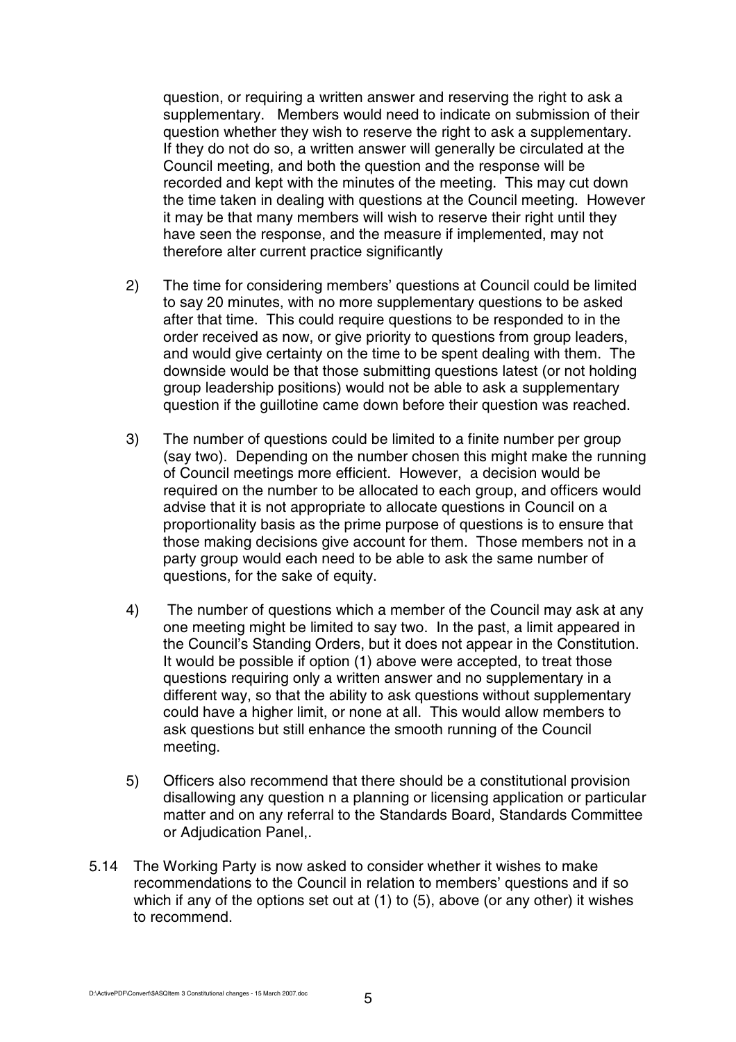question, or requiring a written answer and reserving the right to ask a supplementary. Members would need to indicate on submission of their question whether they wish to reserve the right to ask a supplementary. If they do not do so, a written answer will generally be circulated at the Council meeting, and both the question and the response will be recorded and kept with the minutes of the meeting. This may cut down the time taken in dealing with questions at the Council meeting. However it may be that many members will wish to reserve their right until they have seen the response, and the measure if implemented, may not therefore alter current practice significantly

2) The time for considering members' questions at Council could be limited to say 20 minutes, with no more supplementary questions to be asked after that time. This could require questions to be responded to in the order received as now, or give priority to questions from group leaders, and would give certainty on the time to be spent dealing with them. The downside would be that those submitting questions latest (or not holding group leadership positions) would not be able to ask a supplementary question if the guillotine came down before their question was reached.

3) The number of questions could be limited to a finite number per group (say two). Depending on the number chosen this might make the running of Council meetings more efficient. However, a decision would be required on the number to be allocated to each group, and officers would advise that it is not appropriate to allocate questions in Council on a proportionality basis as the prime purpose of questions is to ensure that those making decisions give account for them. Those members not in a party group would each need to be able to ask the same number of questions, for the sake of equity.

4) The number of questions which a member of the Council may ask at any one meeting might be limited to say two. In the past, a limit appeared in the Council's Standing Orders, but it does not appear in the Constitution. It would be possible if option (1) above were accepted, to treat those questions requiring only a written answer and no supplementary in a different way, so that the ability to ask questions without supplementary could have a higher limit, or none at all. This would allow members to ask questions but still enhance the smooth running of the Council meeting.

5) Officers also recommend that there should be a constitutional provision disallowing any question n a planning or licensing application or particular matter and on any referral to the Standards Board, Standards Committee or Adjudication Panel,.

5.14 The Working Party is now asked to consider whether it wishes to make recommendations to the Council in relation to members' questions and if so which if any of the options set out at (1) to (5), above (or any other) it wishes to recommend.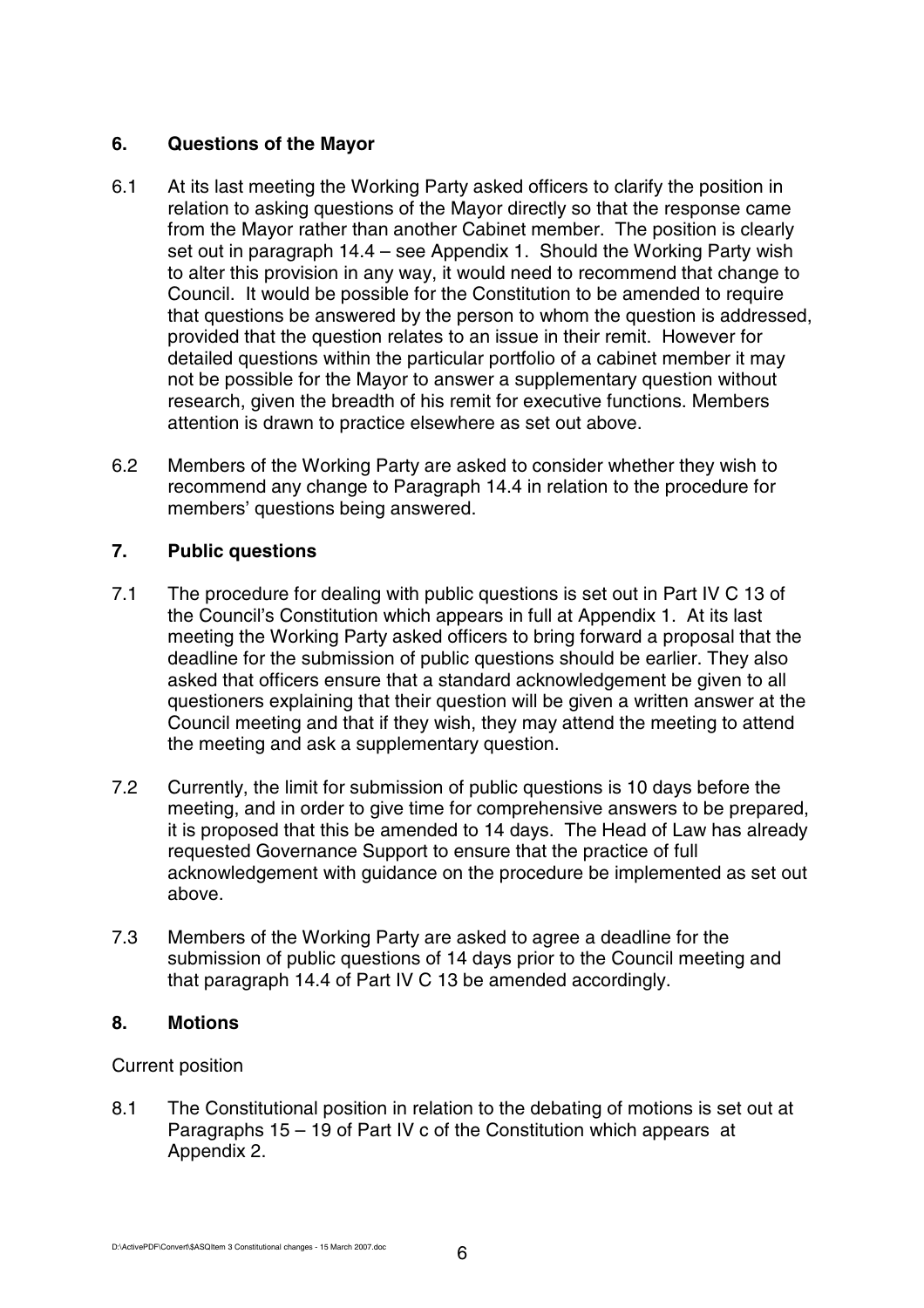## 6. Questions of the Mayor

6.1 At its last meeting the Working Party asked officers to clarify the position in relation to asking questions of the Mayor directly so that the response came from the Mayor rather than another Cabinet member. The position is clearly set out in paragraph 14.4 – see Appendix 1. Should the Working Party wish to alter this provision in any way, it would need to recommend that change to Council. It would be possible for the Constitution to be amended to require that questions be answered by the person to whom the question is addressed, provided that the question relates to an issue in their remit. However for detailed questions within the particular portfolio of a cabinet member it may not be possible for the Mayor to answer a supplementary question without research, given the breadth of his remit for executive functions. Members attention is drawn to practice elsewhere as set out above.

6.2 Members of the Working Party are asked to consider whether they wish to recommend any change to Paragraph 14.4 in relation to the procedure for members' questions being answered.

## 7. Public questions

7.1 The procedure for dealing with public questions is set out in Part IV C 13 of the Council's Constitution which appears in full at Appendix 1. At its last meeting the Working Party asked officers to bring forward a proposal that the deadline for the submission of public questions should be earlier. They also asked that officers ensure that a standard acknowledgement be given to all questioners explaining that their question will be given a written answer at the Council meeting and that if they wish, they may attend the meeting to attend the meeting and ask a supplementary question.

7.2 Currently, the limit for submission of public questions is 10 days before the meeting, and in order to give time for comprehensive answers to be prepared, it is proposed that this be amended to 14 days. The Head of Law has already requested Governance Support to ensure that the practice of full acknowledgement with guidance on the procedure be implemented as set out above.

7.3 Members of the Working Party are asked to agree a deadline for the submission of public questions of 14 days prior to the Council meeting and that paragraph 14.4 of Part IV C 13 be amended accordingly.

## 8. Motions

Current position

8.1 The Constitutional position in relation to the debating of motions is set out at Paragraphs 15 – 19 of Part IV c of the Constitution which appears at Appendix 2.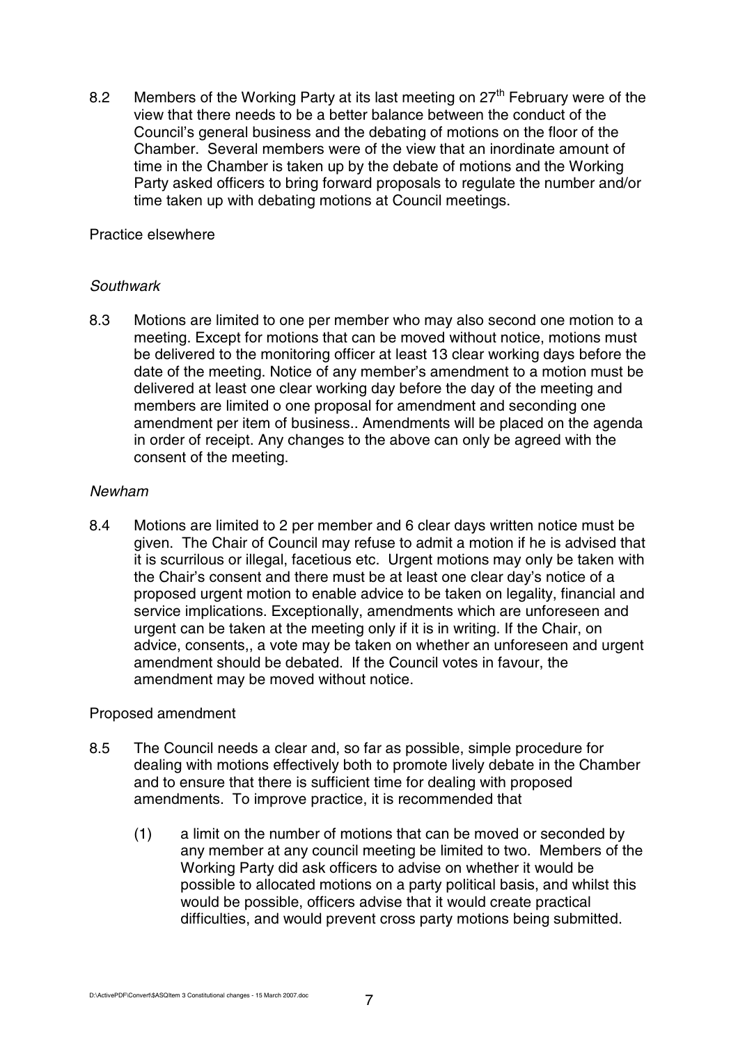8.2 Members of the Working Party at its last meeting on 27th February were of the view that there needs to be a better balance between the conduct of the Council's general business and the debating of motions on the floor of the Chamber. Several members were of the view that an inordinate amount of time in the Chamber is taken up by the debate of motions and the Working Party asked officers to bring forward proposals to regulate the number and/or time taken up with debating motions at Council meetings.

Practice elsewhere

*Southwark*

8.3 Motions are limited to one per member who may also second one motion to a meeting. Except for motions that can be moved without notice, motions must be delivered to the monitoring officer at least 13 clear working days before the date of the meeting. Notice of any member's amendment to a motion must be delivered at least one clear working day before the day of the meeting and members are limited o one proposal for amendment and seconding one amendment per item of business.. Amendments will be placed on the agenda in order of receipt. Any changes to the above can only be agreed with the consent of the meeting.

*Newham*

8.4 Motions are limited to 2 per member and 6 clear days written notice must be given. The Chair of Council may refuse to admit a motion if he is advised that it is scurrilous or illegal, facetious etc. Urgent motions may only be taken with the Chair's consent and there must be at least one clear day's notice of a proposed urgent motion to enable advice to be taken on legality, financial and service implications. Exceptionally, amendments which are unforeseen and urgent can be taken at the meeting only if it is in writing. If the Chair, on advice, consents,, a vote may be taken on whether an unforeseen and urgent amendment should be debated. If the Council votes in favour, the amendment may be moved without notice.

Proposed amendment

8.5 The Council needs a clear and, so far as possible, simple procedure for dealing with motions effectively both to promote lively debate in the Chamber and to ensure that there is sufficient time for dealing with proposed amendments. To improve practice, it is recommended that

(1) a limit on the number of motions that can be moved or seconded by any member at any council meeting be limited to two. Members of the Working Party did ask officers to advise on whether it would be possible to allocated motions on a party political basis, and whilst this would be possible, officers advise that it would create practical difficulties, and would prevent cross party motions being submitted.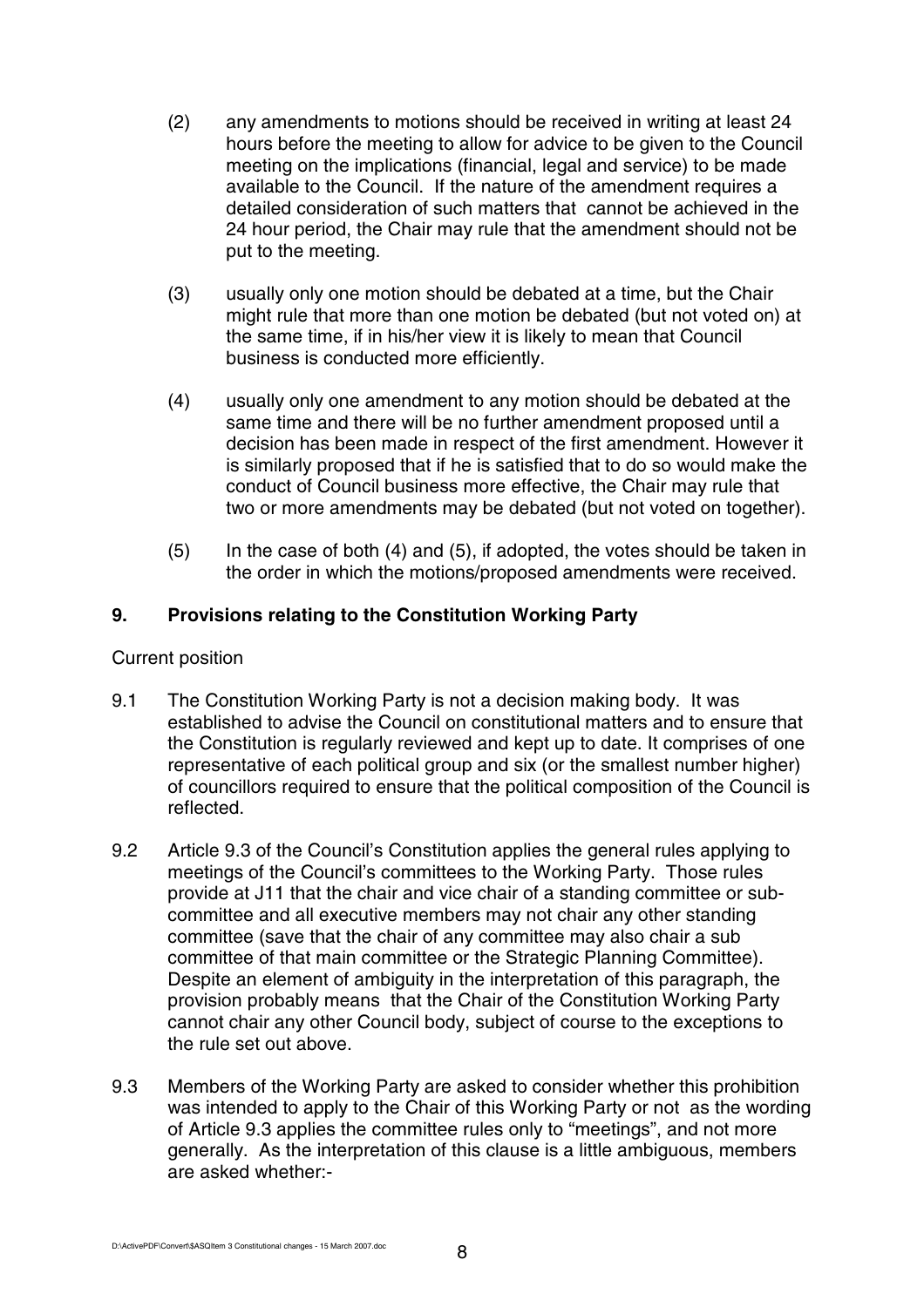(2) any amendments to motions should be received in writing at least 24 hours before the meeting to allow for advice to be given to the Council meeting on the implications (financial, legal and service) to be made available to the Council. If the nature of the amendment requires a detailed consideration of such matters that cannot be achieved in the 24 hour period, the Chair may rule that the amendment should not be put to the meeting.

(3) usually only one motion should be debated at a time, but the Chair might rule that more than one motion be debated (but not voted on) at the same time, if in his/her view it is likely to mean that Council business is conducted more efficiently.

(4) usually only one amendment to any motion should be debated at the same time and there will be no further amendment proposed until a decision has been made in respect of the first amendment. However it is similarly proposed that if he is satisfied that to do so would make the conduct of Council business more effective, the Chair may rule that two or more amendments may be debated (but not voted on together).

(5) In the case of both (4) and (5), if adopted, the votes should be taken in the order in which the motions/proposed amendments were received.

## 9. Provisions relating to the Constitution Working Party

Current position

9.1 The Constitution Working Party is not a decision making body. It was established to advise the Council on constitutional matters and to ensure that the Constitution is regularly reviewed and kept up to date. It comprises of one representative of each political group and six (or the smallest number higher) of councillors required to ensure that the political composition of the Council is reflected.

9.2 Article 9.3 of the Council's Constitution applies the general rules applying to meetings of the Council's committees to the Working Party. Those rules provide at J11 that the chair and vice chair of a standing committee or sub-committee and all executive members may not chair any other standing committee (save that the chair of any committee may also chair a sub committee of that main committee or the Strategic Planning Committee). Despite an element of ambiguity in the interpretation of this paragraph, the provision probably means that the Chair of the Constitution Working Party cannot chair any other Council body, subject of course to the exceptions to the rule set out above.

9.3 Members of the Working Party are asked to consider whether this prohibition was intended to apply to the Chair of this Working Party or not as the wording of Article 9.3 applies the committee rules only to "meetings", and not more generally. As the interpretation of this clause is a little ambiguous, members are asked whether:-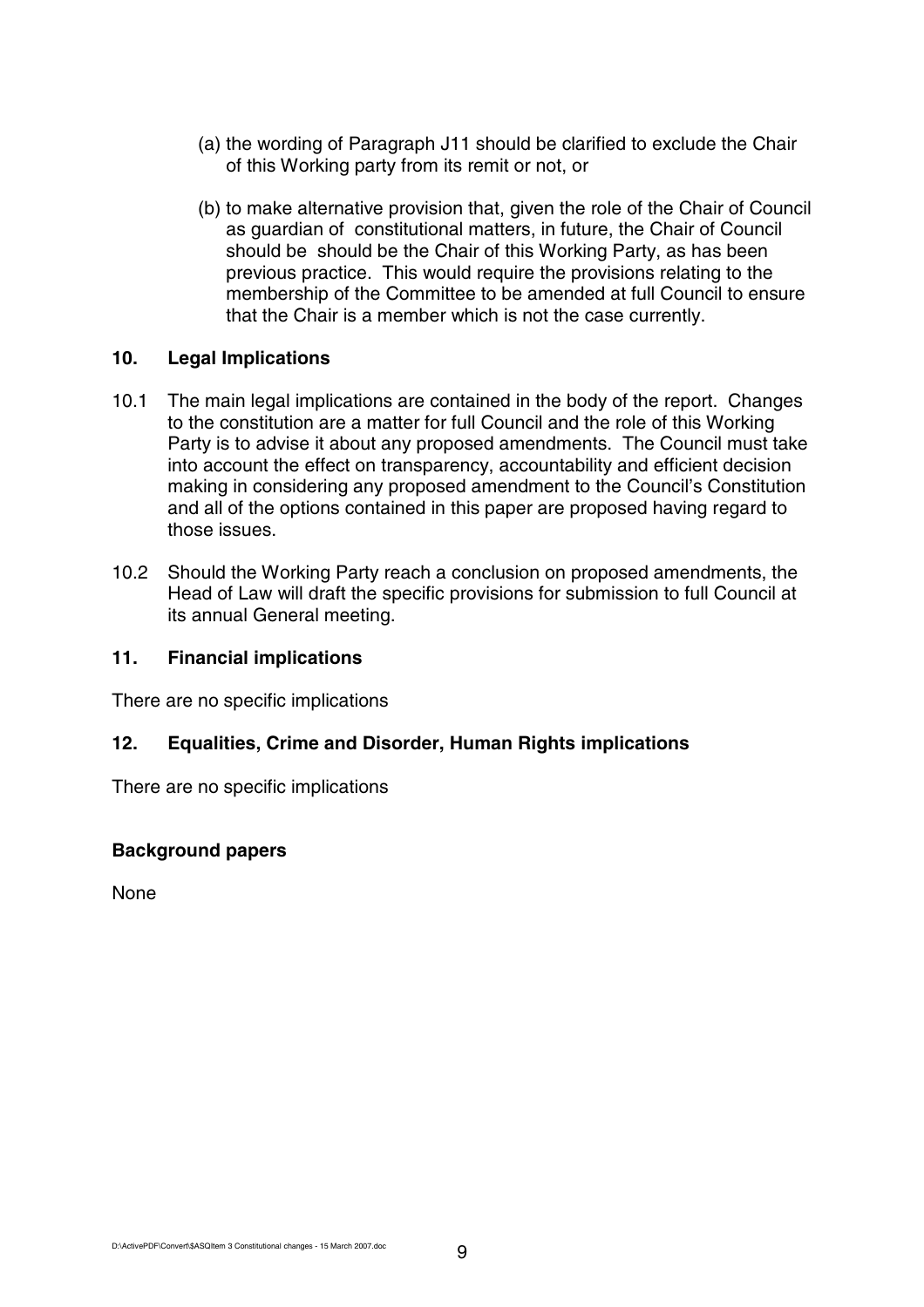(a) the wording of Paragraph J11 should be clarified to exclude the Chair of this Working party from its remit or not, or

(b) to make alternative provision that, given the role of the Chair of Council as guardian of constitutional matters, in future, the Chair of Council should be should be the Chair of this Working Party, as has been previous practice. This would require the provisions relating to the membership of the Committee to be amended at full Council to ensure that the Chair is a member which is not the case currently.

## 10. Legal Implications

10.1 The main legal implications are contained in the body of the report. Changes to the constitution are a matter for full Council and the role of this Working Party is to advise it about any proposed amendments. The Council must take into account the effect on transparency, accountability and efficient decision making in considering any proposed amendment to the Council's Constitution and all of the options contained in this paper are proposed having regard to those issues.

10.2 Should the Working Party reach a conclusion on proposed amendments, the Head of Law will draft the specific provisions for submission to full Council at its annual General meeting.

## 11. Financial implications

There are no specific implications

## 12. Equalities, Crime and Disorder, Human Rights implications

There are no specific implications

**Background papers**

None